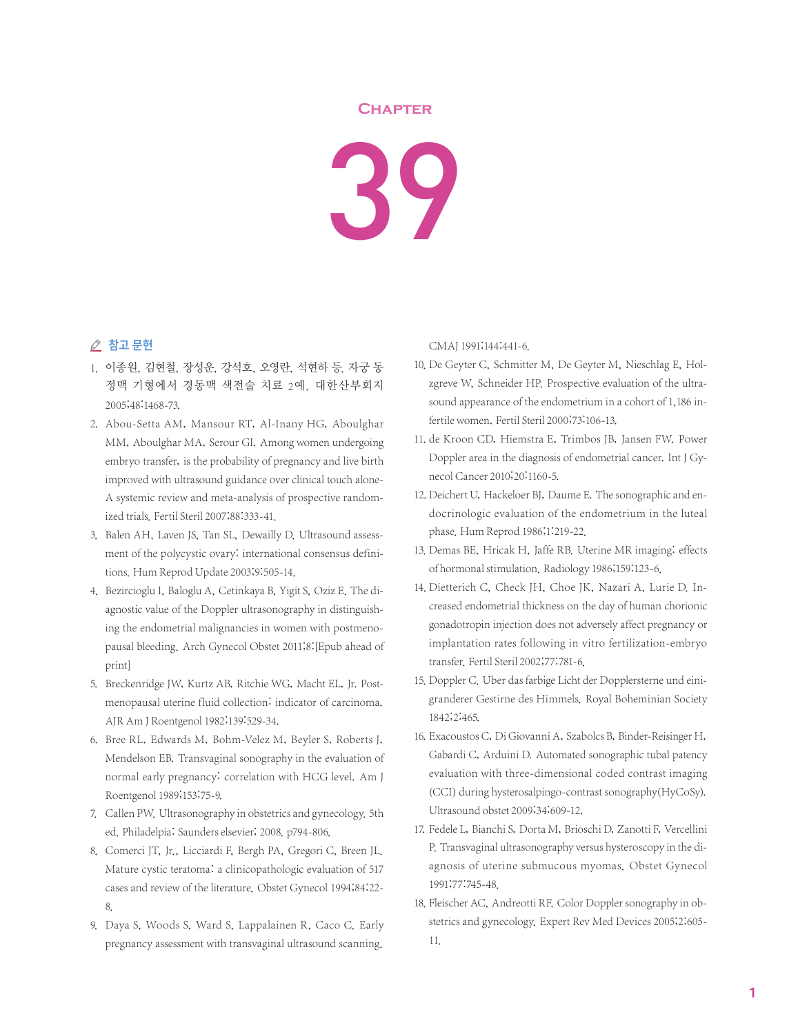# Chapter

# 39

## 참고 문헌

1. 이종원, 김현철, 장성운, 강석호, 오영란, 석현하 등. 자궁 동정맥 기형에서 경동맥 색전술 치료 2예. 대한산부회지 2005;48:1468-73.
2. Abou-Setta AM, Mansour RT, Al-Inany HG, Aboulghar MM, Aboulghar MA, Serour GI. Among women undergoing embryo transfer, is the probability of pregnancy and live birth improved with ultrasound guidance over clinical touch alone-A systemic review and meta-analysis of prospective randomized trials. Fertil Steril 2007;88:333-41.
3. Balen AH, Laven JS, Tan SL, Dewailly D. Ultrasound assessment of the polycystic ovary: international consensus definitions. Hum Reprod Update 2003;9:505-14.
4. Bezircioglu I, Baloglu A, Cetinkaya B, Yigit S, Oziz E. The diagnostic value of the Doppler ultrasonography in distinguishing the endometrial malignancies in women with postmenopausal bleeding. Arch Gynecol Obstet 2011;8:[Epub ahead of print]
5. Breckenridge JW, Kurtz AB, Ritchie WG, Macht EL, Jr. Postmenopausal uterine fluid collection: indicator of carcinoma. AJR Am J Roentgenol 1982;139:529-34.
6. Bree RL, Edwards M, Bohm-Velez M, Beyler S, Roberts J, Mendelson EB. Transvaginal sonography in the evaluation of normal early pregnancy: correlation with HCG level. Am J Roentgenol 1989;153:75-9.
7. Callen PW. Ultrasonography in obstetrics and gynecology. 5th ed. Philadelpia: Saunders elsevier; 2008. p794-806.
8. Comerci JT, Jr., Licciardi F, Bergh PA, Gregori C, Breen JL. Mature cystic teratoma: a clinicopathologic evaluation of 517 cases and review of the literature. Obstet Gynecol 1994;84:22-8.
9. Daya S, Woods S, Ward S, Lappalainen R, Caco C. Early pregnancy assessment with transvaginal ultrasound scanning. CMAJ 1991;144:441-6.
10. De Geyter C, Schmitter M, De Geyter M, Nieschlag E, Holzgreve W, Schneider HP. Prospective evaluation of the ultrasound appearance of the endometrium in a cohort of 1,186 infertile women. Fertil Steril 2000;73:106-13.
11. de Kroon CD, Hiemstra E, Trimbos JB, Jansen FW. Power Doppler area in the diagnosis of endometrial cancer. Int J Gynecol Cancer 2010;20:1160-5.
12. Deichert U, Hackeloer BJ, Daume E. The sonographic and endocrinologic evaluation of the endometrium in the luteal phase. Hum Reprod 1986;1:219-22.
13. Demas BE, Hricak H, Jaffe RB. Uterine MR imaging: effects of hormonal stimulation. Radiology 1986;159:123-6.
14. Dietterich C, Check JH, Choe JK, Nazari A, Lurie D. Increased endometrial thickness on the day of human chorionic gonadotropin injection does not adversely affect pregnancy or implantation rates following in vitro fertilization-embryo transfer. Fertil Steril 2002;77:781-6.
15. Doppler C. Uber das farbige Licht der Dopplersterne und einigranderer Gestirne des Himmels. Royal Boheminian Society 1842;2:465.
16. Exacoustos C, Di Giovanni A, Szabolcs B, Binder-Reisinger H, Gabardi C, Arduini D. Automated sonographic tubal patency evaluation with three-dimensional coded contrast imaging (CCI) during hysterosalpingo-contrast sonography(HyCoSy). Ultrasound obstet 2009;34:609-12.
17. Fedele L, Bianchi S, Dorta M, Brioschi D, Zanotti F, Vercellini P. Transvaginal ultrasonography versus hysteroscopy in the diagnosis of uterine submucous myomas. Obstet Gynecol 1991;77:745-48.
18. Fleischer AC, Andreotti RF. Color Doppler sonography in obstetrics and gynecology. Expert Rev Med Devices 2005;2:605-11.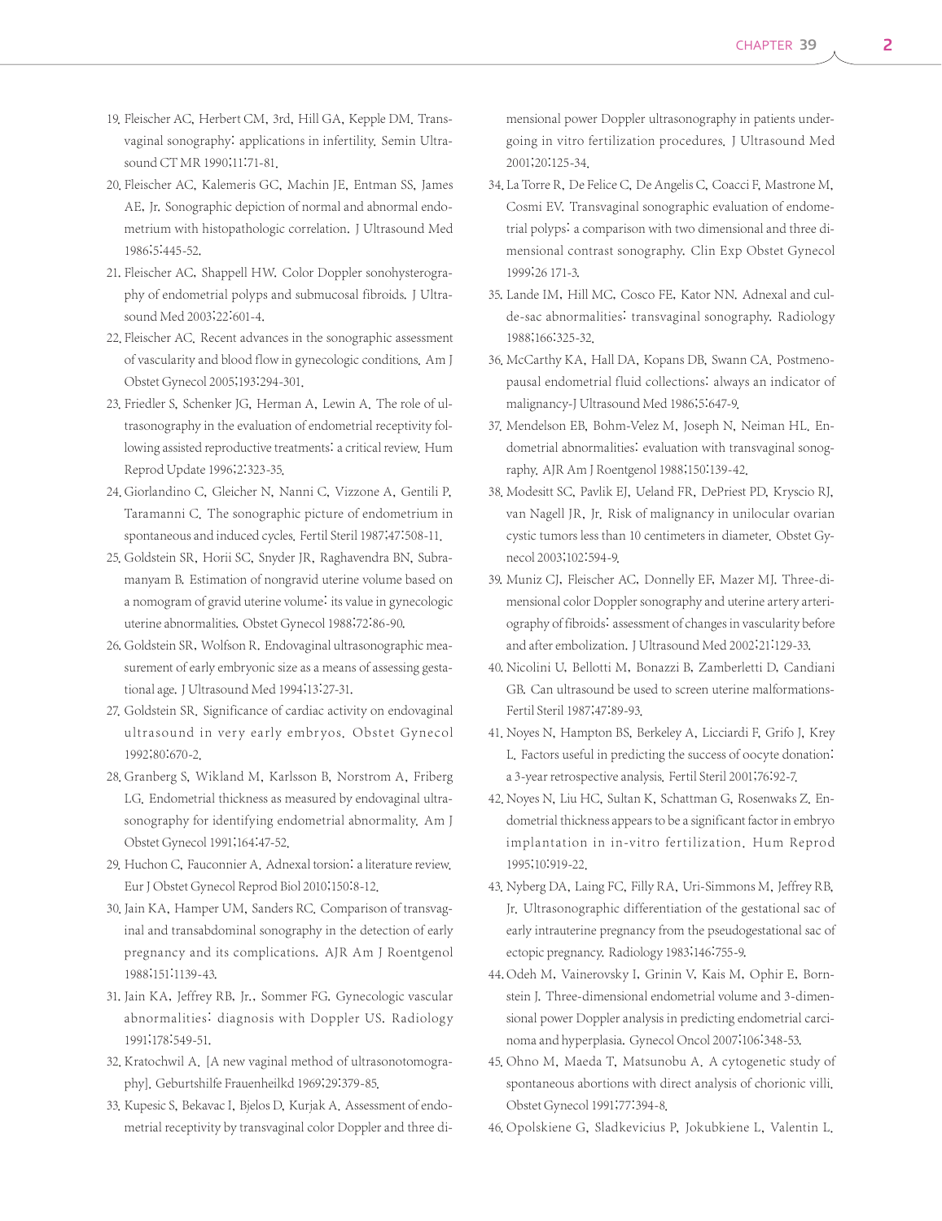19. Fleischer AC, Herbert CM, 3rd, Hill GA, Kepple DM. Transvaginal sonography: applications in infertility. Semin Ultrasound CT MR 1990;11:71-81.
20. Fleischer AC, Kalemeris GC, Machin JE, Entman SS, James AE, Jr. Sonographic depiction of normal and abnormal endometrium with histopathologic correlation. J Ultrasound Med 1986;5:445-52.
21. Fleischer AC, Shappell HW. Color Doppler sonohysterography of endometrial polyps and submucosal fibroids. J Ultrasound Med 2003;22:601-4.
22. Fleischer AC. Recent advances in the sonographic assessment of vascularity and blood flow in gynecologic conditions. Am J Obstet Gynecol 2005;193:294-301.
23. Friedler S, Schenker JG, Herman A, Lewin A. The role of ultrasonography in the evaluation of endometrial receptivity following assisted reproductive treatments: a critical review. Hum Reprod Update 1996;2:323-35.
24. Giorlandino C, Gleicher N, Nanni C, Vizzone A, Gentili P, Taramanni C. The sonographic picture of endometrium in spontaneous and induced cycles. Fertil Steril 1987;47:508-11.
25. Goldstein SR, Horii SC, Snyder JR, Raghavendra BN, Subramanyam B. Estimation of nongravid uterine volume based on a nomogram of gravid uterine volume: its value in gynecologic uterine abnormalities. Obstet Gynecol 1988;72:86-90.
26. Goldstein SR, Wolfson R. Endovaginal ultrasonographic measurement of early embryonic size as a means of assessing gestational age. J Ultrasound Med 1994;13:27-31.
27. Goldstein SR. Significance of cardiac activity on endovaginal ultrasound in very early embryos. Obstet Gynecol 1992;80:670-2.
28. Granberg S, Wikland M, Karlsson B, Norstrom A, Friberg LG. Endometrial thickness as measured by endovaginal ultrasonography for identifying endometrial abnormality. Am J Obstet Gynecol 1991;164:47-52.
29. Huchon C, Fauconnier A. Adnexal torsion: a literature review. Eur J Obstet Gynecol Reprod Biol 2010;150:8-12.
30. Jain KA, Hamper UM, Sanders RC. Comparison of transvaginal and transabdominal sonography in the detection of early pregnancy and its complications. AJR Am J Roentgenol 1988;151:1139-43.
31. Jain KA, Jeffrey RB, Jr., Sommer FG. Gynecologic vascular abnormalities: diagnosis with Doppler US. Radiology 1991;178:549-51.
32. Kratochwil A. [A new vaginal method of ultrasonotomography]. Geburtshilfe Frauenheilkd 1969;29:379-85.
33. Kupesic S, Bekavac I, Bjelos D, Kurjak A. Assessment of endometrial receptivity by transvaginal color Doppler and three dimensional power Doppler ultrasonography in patients undergoing in vitro fertilization procedures. J Ultrasound Med 2001;20:125-34.
34. La Torre R, De Felice C, De Angelis C, Coacci F, Mastrone M, Cosmi EV. Transvaginal sonographic evaluation of endometrial polyps: a comparison with two dimensional and three dimensional contrast sonography. Clin Exp Obstet Gynecol 1999;26 171-3.
35. Lande IM, Hill MC, Cosco FE, Kator NN. Adnexal and cul-de-sac abnormalities: transvaginal sonography. Radiology 1988;166:325-32.
36. McCarthy KA, Hall DA, Kopans DB, Swann CA. Postmenopausal endometrial fluid collections: always an indicator of malignancy-J Ultrasound Med 1986;5:647-9.
37. Mendelson EB, Bohm-Velez M, Joseph N, Neiman HL. Endometrial abnormalities: evaluation with transvaginal sonography. AJR Am J Roentgenol 1988;150:139-42.
38. Modesitt SC, Pavlik EJ, Ueland FR, DePriest PD, Kryscio RJ, van Nagell JR, Jr. Risk of malignancy in unilocular ovarian cystic tumors less than 10 centimeters in diameter. Obstet Gynecol 2003;102:594-9.
39. Muniz CJ, Fleischer AC, Donnelly EF, Mazer MJ. Three-dimensional color Doppler sonography and uterine artery arteriography of fibroids: assessment of changes in vascularity before and after embolization. J Ultrasound Med 2002;21:129-33.
40. Nicolini U, Bellotti M, Bonazzi B, Zamberletti D, Candiani GB. Can ultrasound be used to screen uterine malformations-Fertil Steril 1987;47:89-93.
41. Noyes N, Hampton BS, Berkeley A, Licciardi F, Grifo J, Krey L. Factors useful in predicting the success of oocyte donation: a 3-year retrospective analysis. Fertil Steril 2001;76:92-7.
42. Noyes N, Liu HC, Sultan K, Schattman G, Rosenwaks Z. Endometrial thickness appears to be a significant factor in embryo implantation in in-vitro fertilization. Hum Reprod 1995;10:919-22.
43. Nyberg DA, Laing FC, Filly RA, Uri-Simmons M, Jeffrey RB, Jr. Ultrasonographic differentiation of the gestational sac of early intrauterine pregnancy from the pseudogestational sac of ectopic pregnancy. Radiology 1983;146:755-9.
44. Odeh M, Vainerovsky I, Grinin V, Kais M, Ophir E, Bornstein J. Three-dimensional endometrial volume and 3-dimensional power Doppler analysis in predicting endometrial carcinoma and hyperplasia. Gynecol Oncol 2007;106:348-53.
45. Ohno M, Maeda T, Matsunobu A. A cytogenetic study of spontaneous abortions with direct analysis of chorionic villi. Obstet Gynecol 1991;77:394-8.
46. Opolskiene G, Sladkevicius P, Jokubkiene L, Valentin L.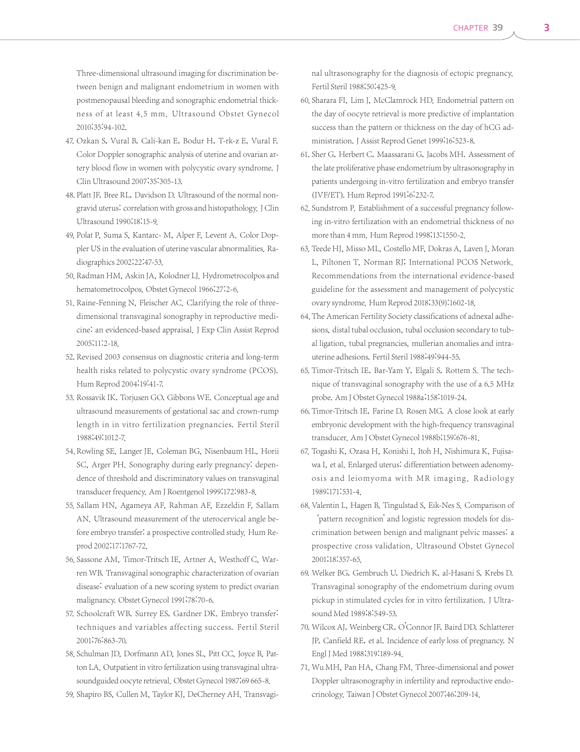Three-dimensional ultrasound imaging for discrimination between benign and malignant endometrium in women with postmenopausal bleeding and sonographic endometrial thickness of at least 4.5 mm. Ultrasound Obstet Gynecol 2010;35:94-102.

47. Ozkan S, Vural B, Cali-kan E, Bodur H, T-rk-z E, Vural F. Color Doppler sonographic analysis of uterine and ovarian artery blood flow in women with polycystic ovary syndrome. J Clin Ultrasound 2007;35:305-13.
48. Platt JF, Bree RL, Davidson D. Ultrasound of the normal nongravid uterus: correlation with gross and histopathology. J Clin Ultrasound 1990;18:15-9.
49. Polat P, Suma S, Kantarc- M, Alper F, Levent A. Color Doppler US in the evaluation of uterine vascular abnormalities. Radiographics 2002;22:47-53.
50. Radman HM, Askin JA, Kolodner LJ. Hydrometrocolpos and hematometrocolpos. Obstet Gynecol 1966;27:2-6.
51. Raine-Fenning N, Fleischer AC. Clarifying the role of three-dimensional transvaginal sonography in reproductive medicine: an evidenced-based appraisal. J Exp Clin Assist Reprod 2005;11:2-18.
52. Revised 2003 consensus on diagnostic criteria and long-term health risks related to polycystic ovary syndrome (PCOS). Hum Reprod 2004;19:41-7.
53. Rossavik IK, Torjusen GO, Gibbons WE. Conceptual age and ultrasound measurements of gestational sac and crown-rump length in in vitro fertilization pregnancies. Fertil Steril 1988;49:1012-7.
54. Rowling SE, Langer JE, Coleman BG, Nisenbaum HL, Horii SC, Arger PH. Sonography during early pregnancy: dependence of threshold and discriminatory values on transvaginal transducer frequency. Am J Roentgenol 1999;172:983-8.
55. Sallam HN, Agameya AF, Rahman AF, Ezzeldin F, Sallam AN. Ultrasound measurement of the uterocervical angle before embryo transfer: a prospective controlled study. Hum Reprod 2002;17:1767-72.
56. Sassone AM, Timor-Tritsch IE, Artner A, Westhoff C, Warren WB. Transvaginal sonographic characterization of ovarian disease: evaluation of a new scoring system to predict ovarian malignancy. Obstet Gynecol 1991;78:70-6.
57. Schoolcraft WB, Surrey ES, Gardner DK. Embryo transfer: techniques and variables affecting success. Fertil Steril 2001;76:863-70.
58. Schulman JD, Dorfmann AD, Jones SL, Pitt CC, Joyce B, Patton LA. Outpatient in vitro fertilization using transvaginal ultrasoundguided oocyte retrieval. Obstet Gynecol 1987;69 665-8.
59. Shapiro BS, Cullen M, Taylor KJ, DeCherney AH. Transvaginal ultrasonography for the diagnosis of ectopic pregnancy. Fertil Steril 1988;50:425-9.
60. Sharara FI, Lim J, McClamrock HD. Endometrial pattern on the day of oocyte retrieval is more predictive of implantation success than the pattern or thickness on the day of hCG administration. J Assist Reprod Genet 1999;16:523-8.
61. Sher G, Herbert C, Maassarani G, Jacobs MH. Assessment of the late proliferative phase endometrium by ultrasonography in patients undergoing in-vitro fertilization and embryo transfer (IVF/ET). Hum Reprod 1991;6:232-7.
62. Sundstrom P. Establishment of a successful pregnancy following in-vitro fertilization with an endometrial thickness of no more than 4 mm. Hum Reprod 1998;13:1550-2.
63. Teede HJ, Misso ML, Costello MF, Dokras A, Laven J, Moran L, Piltonen T, Norman RJ; International PCOS Network. Recommendations from the international evidence-based guideline for the assessment and management of polycystic ovary syndrome. Hum Reprod 2018;33(9):1602-18.
64. The American Fertility Society classifications of adnexal adhesions, distal tubal occlusion, tubal occlusion secondary to tubal ligation, tubal pregnancies, mullerian anomalies and intrauterine adhesions. Fertil Steril 1988;49:944-55.
65. Timor-Tritsch IE, Bar-Yam Y, Elgali S, Rottem S. The technique of transvaginal sonography with the use of a 6.5 MHz probe. Am J Obstet Gynecol 1988a;158:1019-24.
66. Timor-Tritsch IE, Farine D, Rosen MG. A close look at early embryonic development with the high-frequency transvaginal transducer. Am J Obstet Gynecol 1988b;159:676-81.
67. Togashi K, Ozasa H, Konishi I, Itoh H, Nishimura K, Fujisawa I, et al. Enlarged uterus: differentiation between adenomyosis and leiomyoma with MR imaging. Radiology 1989;171:531-4.
68. Valentin L, Hagen B, Tingulstad S, Eik-Nes S. Comparison of 'pattern recognition' and logistic regression models for discrimination between benign and malignant pelvic masses: a prospective cross validation. Ultrasound Obstet Gynecol 2001;18:357-65.
69. Welker BG, Gembruch U, Diedrich K, al-Hasani S, Krebs D. Transvaginal sonography of the endometrium during ovum pickup in stimulated cycles for in vitro fertilization. J Ultrasound Med 1989;8:549-53.
70. Wilcox AJ, Weinberg CR, O'Connor JF, Baird DD, Schlatterer JP, Canfield RE, et al. Incidence of early loss of pregnancy. N Engl J Med 1988;319:189-94.
71. Wu MH, Pan HA, Chang FM. Three-dimensional and power Doppler ultrasonography in infertility and reproductive endocrinology. Taiwan J Obstet Gynecol 2007;46:209-14.